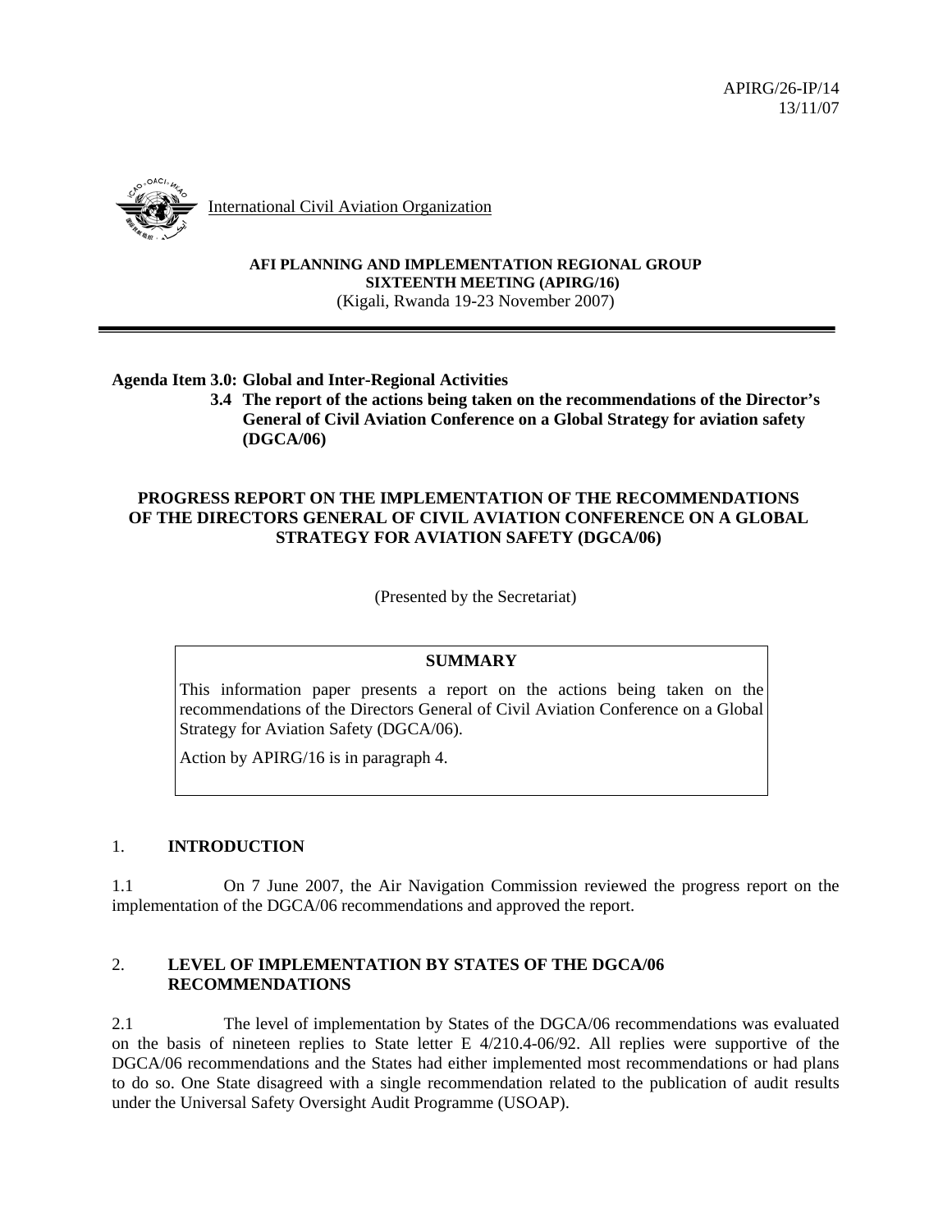APIRG/26-IP/14
13/11/07

International Civil Aviation Organization

**AFI PLANNING AND IMPLEMENTATION REGIONAL GROUP**
**SIXTEENTH MEETING (APIRG/16)**
(Kigali, Rwanda 19-23 November 2007)

**Agenda Item 3.0: Global and Inter-Regional Activities**
**3.4 The report of the actions being taken on the recommendations of the Director's General of Civil Aviation Conference on a Global Strategy for aviation safety (DGCA/06)**

**PROGRESS REPORT ON THE IMPLEMENTATION OF THE RECOMMENDATIONS OF THE DIRECTORS GENERAL OF CIVIL AVIATION CONFERENCE ON A GLOBAL STRATEGY FOR AVIATION SAFETY (DGCA/06)**

(Presented by the Secretariat)

| **SUMMARY** |
|---|
| This information paper presents a report on the actions being taken on the recommendations of the Directors General of Civil Aviation Conference on a Global Strategy for Aviation Safety (DGCA/06). Action by APIRG/16 is in paragraph 4. |

## 1. INTRODUCTION

1.1 On 7 June 2007, the Air Navigation Commission reviewed the progress report on the implementation of the DGCA/06 recommendations and approved the report.

## 2. LEVEL OF IMPLEMENTATION BY STATES OF THE DGCA/06 RECOMMENDATIONS

2.1 The level of implementation by States of the DGCA/06 recommendations was evaluated on the basis of nineteen replies to State letter E 4/210.4-06/92. All replies were supportive of the DGCA/06 recommendations and the States had either implemented most recommendations or had plans to do so. One State disagreed with a single recommendation related to the publication of audit results under the Universal Safety Oversight Audit Programme (USOAP).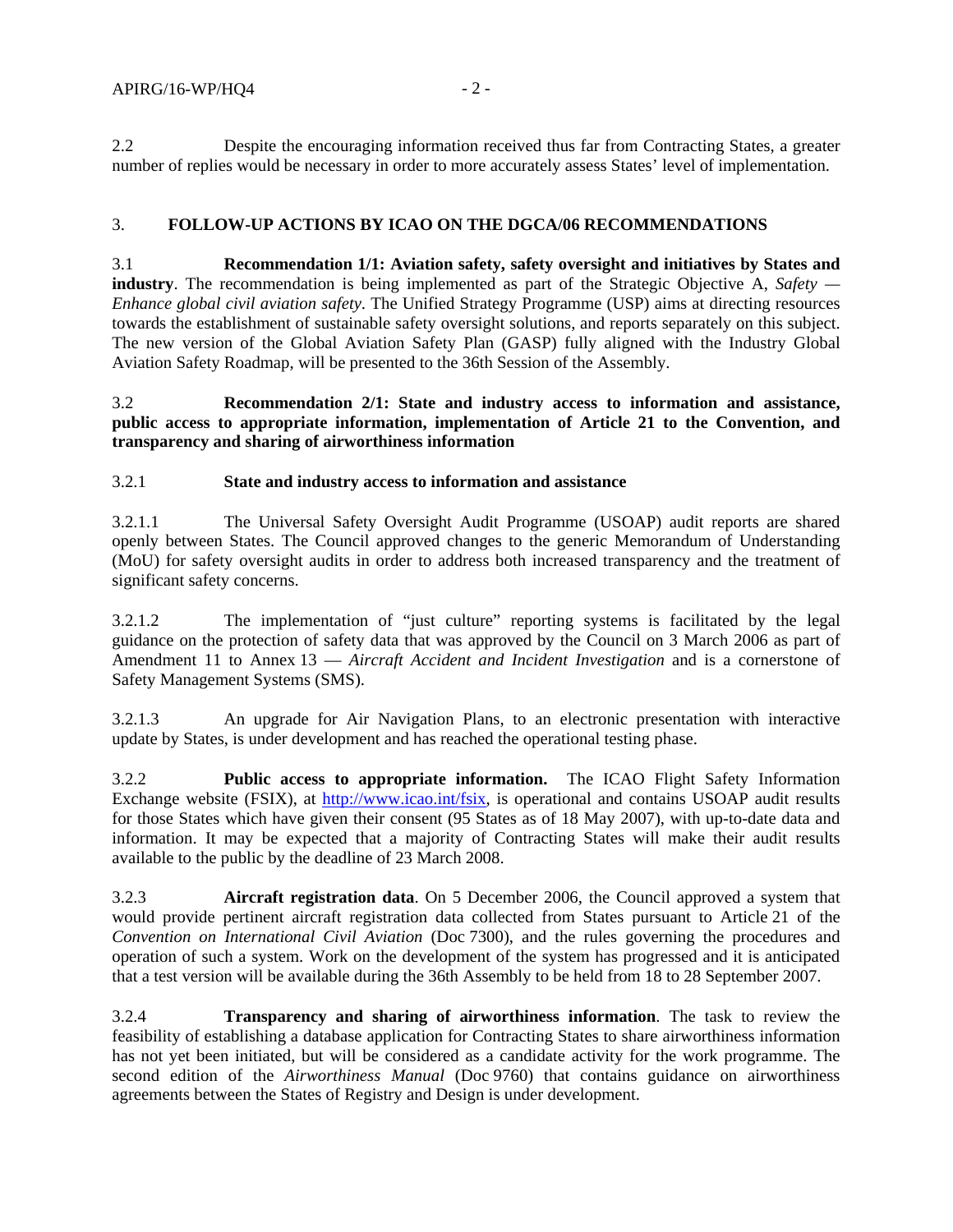2.2 Despite the encouraging information received thus far from Contracting States, a greater number of replies would be necessary in order to more accurately assess States' level of implementation.

## 3. FOLLOW-UP ACTIONS BY ICAO ON THE DGCA/06 RECOMMENDATIONS

3.1 **Recommendation 1/1: Aviation safety, safety oversight and initiatives by States and industry**. The recommendation is being implemented as part of the Strategic Objective A, *Safety — Enhance global civil aviation safety*. The Unified Strategy Programme (USP) aims at directing resources towards the establishment of sustainable safety oversight solutions, and reports separately on this subject. The new version of the Global Aviation Safety Plan (GASP) fully aligned with the Industry Global Aviation Safety Roadmap, will be presented to the 36th Session of the Assembly.

3.2 **Recommendation 2/1: State and industry access to information and assistance, public access to appropriate information, implementation of Article 21 to the Convention, and transparency and sharing of airworthiness information**

3.2.1 **State and industry access to information and assistance**

3.2.1.1 The Universal Safety Oversight Audit Programme (USOAP) audit reports are shared openly between States. The Council approved changes to the generic Memorandum of Understanding (MoU) for safety oversight audits in order to address both increased transparency and the treatment of significant safety concerns.

3.2.1.2 The implementation of "just culture" reporting systems is facilitated by the legal guidance on the protection of safety data that was approved by the Council on 3 March 2006 as part of Amendment 11 to Annex 13 — *Aircraft Accident and Incident Investigation* and is a cornerstone of Safety Management Systems (SMS).

3.2.1.3 An upgrade for Air Navigation Plans, to an electronic presentation with interactive update by States, is under development and has reached the operational testing phase.

3.2.2 **Public access to appropriate information.** The ICAO Flight Safety Information Exchange website (FSIX), at http://www.icao.int/fsix, is operational and contains USOAP audit results for those States which have given their consent (95 States as of 18 May 2007), with up-to-date data and information. It may be expected that a majority of Contracting States will make their audit results available to the public by the deadline of 23 March 2008.

3.2.3 **Aircraft registration data**. On 5 December 2006, the Council approved a system that would provide pertinent aircraft registration data collected from States pursuant to Article 21 of the *Convention on International Civil Aviation* (Doc 7300), and the rules governing the procedures and operation of such a system. Work on the development of the system has progressed and it is anticipated that a test version will be available during the 36th Assembly to be held from 18 to 28 September 2007.

3.2.4 **Transparency and sharing of airworthiness information**. The task to review the feasibility of establishing a database application for Contracting States to share airworthiness information has not yet been initiated, but will be considered as a candidate activity for the work programme. The second edition of the *Airworthiness Manual* (Doc 9760) that contains guidance on airworthiness agreements between the States of Registry and Design is under development.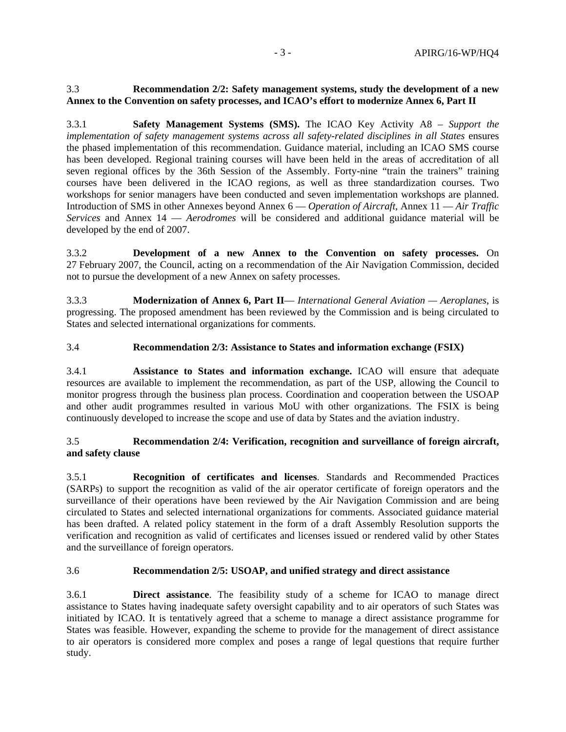3.3 **Recommendation 2/2: Safety management systems, study the development of a new Annex to the Convention on safety processes, and ICAO's effort to modernize Annex 6, Part II**

3.3.1 **Safety Management Systems (SMS).** The ICAO Key Activity A8 – *Support the implementation of safety management systems across all safety-related disciplines in all States* ensures the phased implementation of this recommendation. Guidance material, including an ICAO SMS course has been developed. Regional training courses will have been held in the areas of accreditation of all seven regional offices by the 36th Session of the Assembly. Forty-nine "train the trainers" training courses have been delivered in the ICAO regions, as well as three standardization courses. Two workshops for senior managers have been conducted and seven implementation workshops are planned. Introduction of SMS in other Annexes beyond Annex 6 — *Operation of Aircraft*, Annex 11 — *Air Traffic Services* and Annex 14 — *Aerodromes* will be considered and additional guidance material will be developed by the end of 2007.

3.3.2 **Development of a new Annex to the Convention on safety processes.** On 27 February 2007, the Council, acting on a recommendation of the Air Navigation Commission, decided not to pursue the development of a new Annex on safety processes.

3.3.3 **Modernization of Annex 6, Part II**— *International General Aviation — Aeroplanes*, is progressing. The proposed amendment has been reviewed by the Commission and is being circulated to States and selected international organizations for comments.

3.4 **Recommendation 2/3: Assistance to States and information exchange (FSIX)**

3.4.1 **Assistance to States and information exchange.** ICAO will ensure that adequate resources are available to implement the recommendation, as part of the USP, allowing the Council to monitor progress through the business plan process. Coordination and cooperation between the USOAP and other audit programmes resulted in various MoU with other organizations. The FSIX is being continuously developed to increase the scope and use of data by States and the aviation industry.

3.5 **Recommendation 2/4: Verification, recognition and surveillance of foreign aircraft, and safety clause**

3.5.1 **Recognition of certificates and licenses**. Standards and Recommended Practices (SARPs) to support the recognition as valid of the air operator certificate of foreign operators and the surveillance of their operations have been reviewed by the Air Navigation Commission and are being circulated to States and selected international organizations for comments. Associated guidance material has been drafted. A related policy statement in the form of a draft Assembly Resolution supports the verification and recognition as valid of certificates and licenses issued or rendered valid by other States and the surveillance of foreign operators.

3.6 **Recommendation 2/5: USOAP, and unified strategy and direct assistance**

3.6.1 **Direct assistance**. The feasibility study of a scheme for ICAO to manage direct assistance to States having inadequate safety oversight capability and to air operators of such States was initiated by ICAO. It is tentatively agreed that a scheme to manage a direct assistance programme for States was feasible. However, expanding the scheme to provide for the management of direct assistance to air operators is considered more complex and poses a range of legal questions that require further study.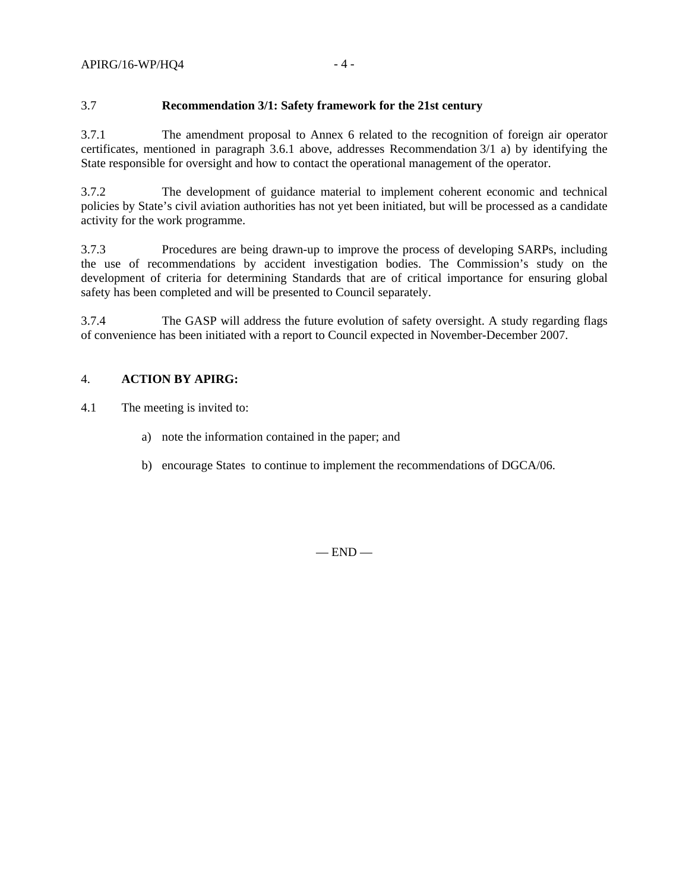### 3.7 **Recommendation 3/1: Safety framework for the 21st century**

3.7.1 The amendment proposal to Annex 6 related to the recognition of foreign air operator certificates, mentioned in paragraph 3.6.1 above, addresses Recommendation 3/1 a) by identifying the State responsible for oversight and how to contact the operational management of the operator.

3.7.2 The development of guidance material to implement coherent economic and technical policies by State's civil aviation authorities has not yet been initiated, but will be processed as a candidate activity for the work programme.

3.7.3 Procedures are being drawn-up to improve the process of developing SARPs, including the use of recommendations by accident investigation bodies. The Commission's study on the development of criteria for determining Standards that are of critical importance for ensuring global safety has been completed and will be presented to Council separately.

3.7.4 The GASP will address the future evolution of safety oversight. A study regarding flags of convenience has been initiated with a report to Council expected in November-December 2007.

## 4. **ACTION BY APIRG:**

4.1 The meeting is invited to:

a) note the information contained in the paper; and

b) encourage States to continue to implement the recommendations of DGCA/06.

— END —